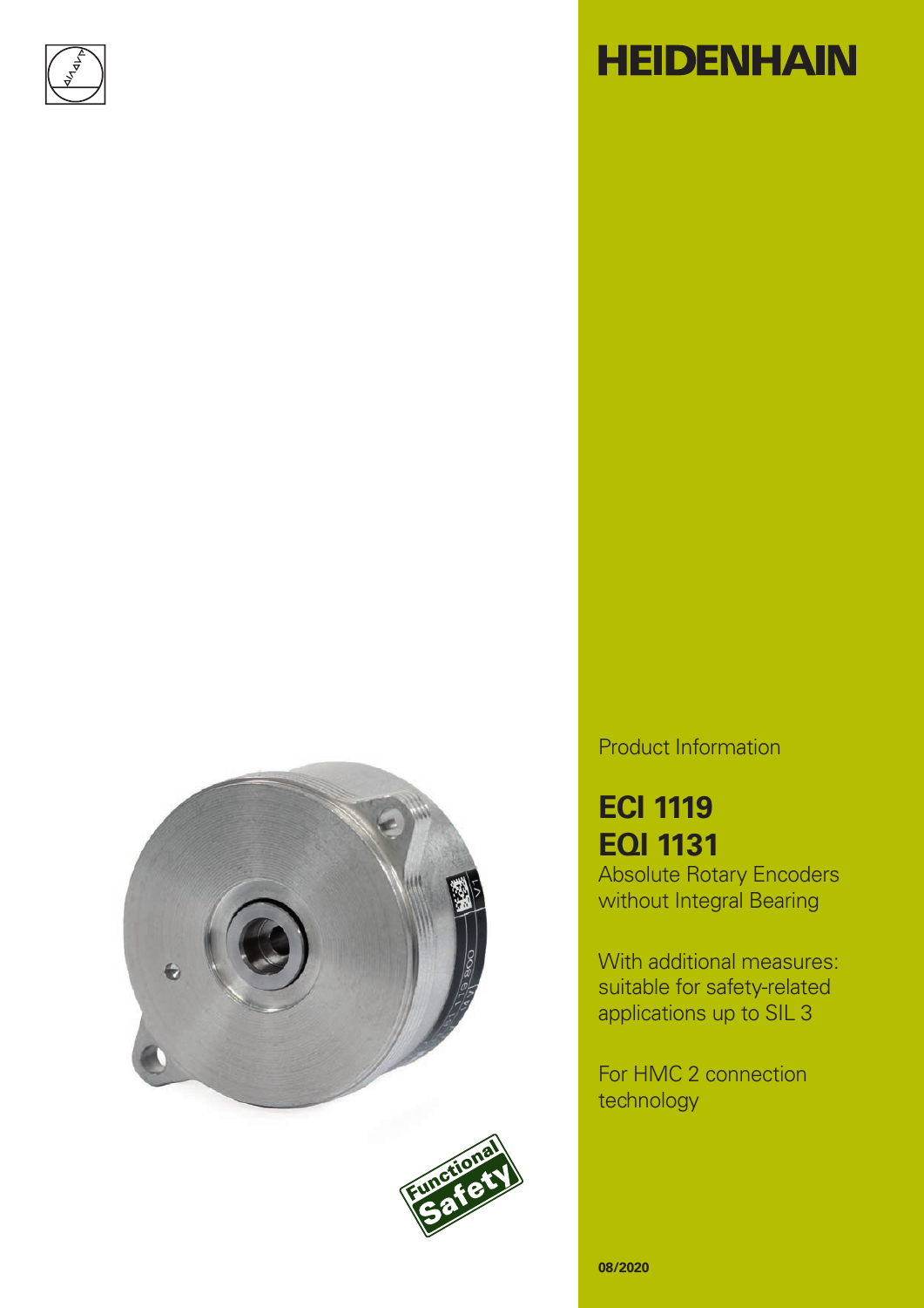# HEIDENHAIN

Product Information

## ECI 1119
## EQI 1131

Absolute Rotary Encoders without Integral Bearing

With additional measures: suitable for safety-related applications up to SIL 3

For HMC 2 connection technology

08/2020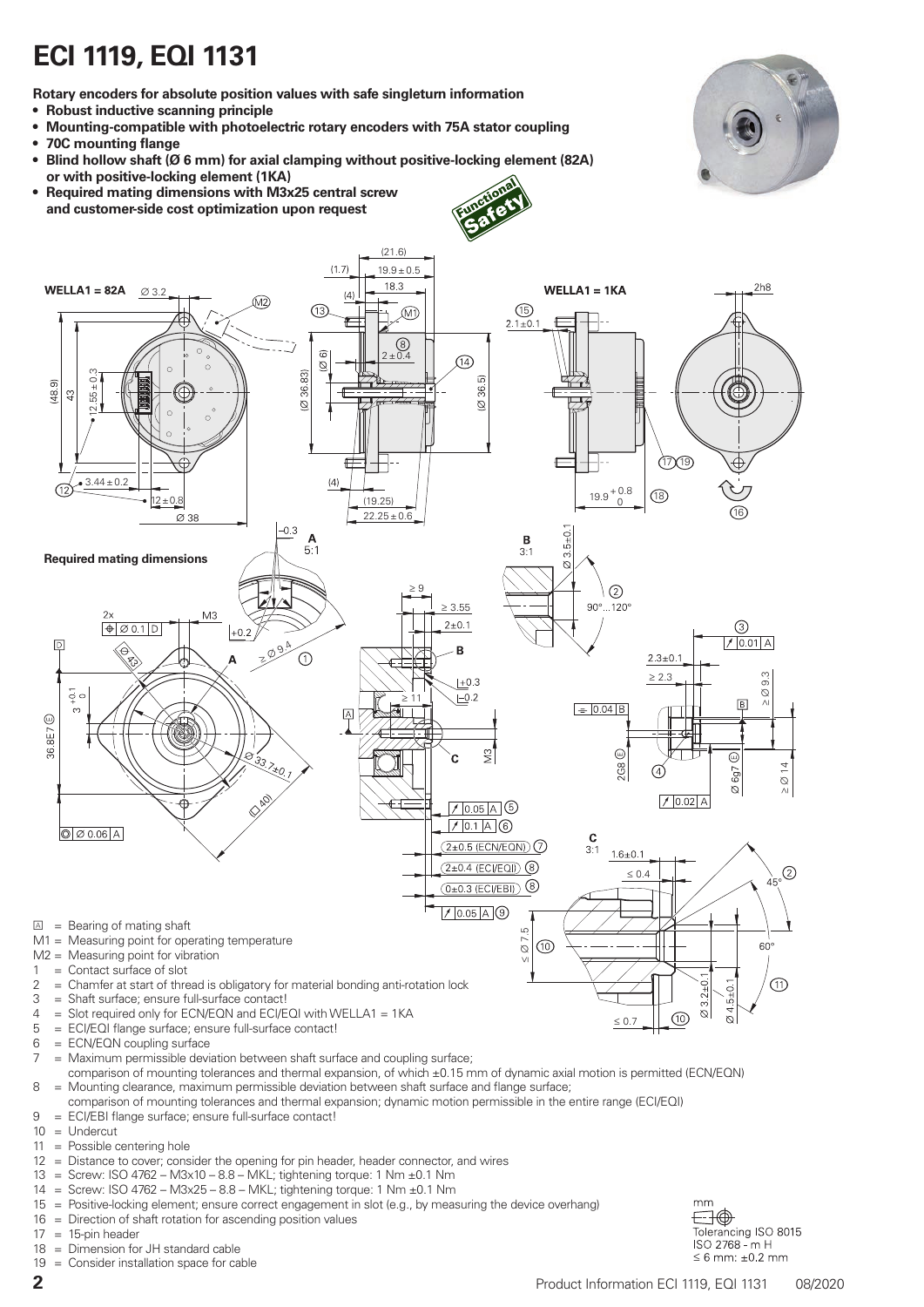# ECI 1119, EQI 1131

**Rotary encoders for absolute position values with safe singleturn information**

- **Robust inductive scanning principle**
- **Mounting-compatible with photoelectric rotary encoders with 75A stator coupling**
- **70C mounting flange**
- **Blind hollow shaft (Ø 6 mm) for axial clamping without positive-locking element (82A) or with positive-locking element (1KA)**
- **Required mating dimensions with M3x25 central screw and customer-side cost optimization upon request**

Functional Safety

WELLA1 = 82A

WELLA1 = 1KA

Required mating dimensions

Ⓐ = Bearing of mating shaft
M1 = Measuring point for operating temperature
M2 = Measuring point for vibration
1 = Contact surface of slot
2 = Chamfer at start of thread is obligatory for material bonding anti-rotation lock
3 = Shaft surface; ensure full-surface contact!
4 = Slot required only for ECN/EQN and ECI/EQI with WELLA1 = 1KA
5 = ECI/EQI flange surface; ensure full-surface contact!
6 = ECN/EQN coupling surface
7 = Maximum permissible deviation between shaft surface and coupling surface; comparison of mounting tolerances and thermal expansion, of which ±0.15 mm of dynamic axial motion is permitted (ECN/EQN)
8 = Mounting clearance, maximum permissible deviation between shaft surface and flange surface; comparison of mounting tolerances and thermal expansion; dynamic motion permissible in the entire range (ECI/EQI)
9 = ECI/EBI flange surface; ensure full-surface contact!
10 = Undercut
11 = Possible centering hole
12 = Distance to cover; consider the opening for pin header, header connector, and wires
13 = Screw: ISO 4762 – M3x10 – 8.8 – MKL; tightening torque: 1 Nm ±0.1 Nm
14 = Screw: ISO 4762 – M3x25 – 8.8 – MKL; tightening torque: 1 Nm ±0.1 Nm
15 = Positive-locking element; ensure correct engagement in slot (e.g., by measuring the device overhang)
16 = Direction of shaft rotation for ascending position values
17 = 15-pin header
18 = Dimension for JH standard cable
19 = Consider installation space for cable

mm
Tolerancing ISO 8015
ISO 2768 - m H
≤ 6 mm: ±0.2 mm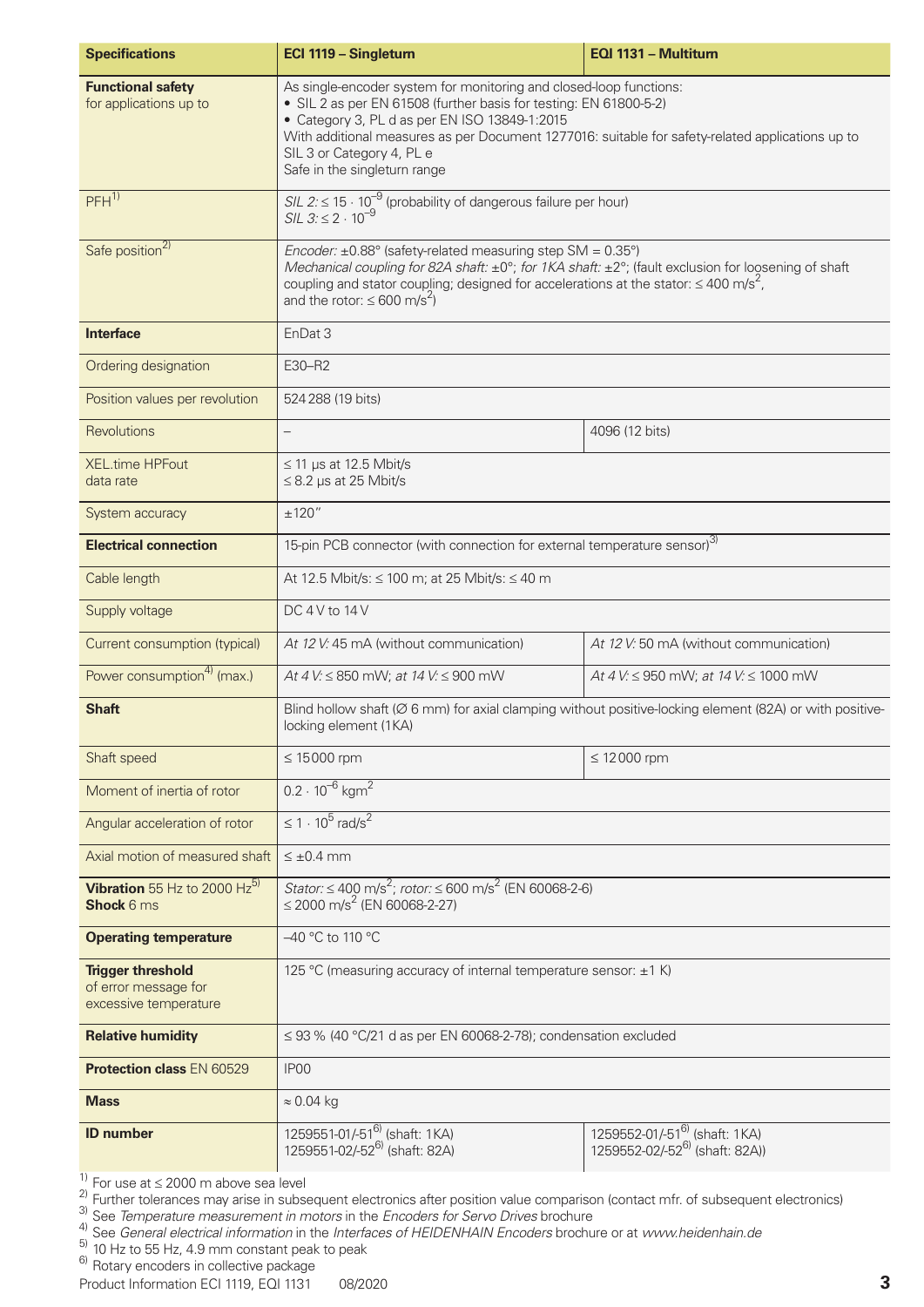| **Specifications** | **ECI 1119 – Singleturn** | **EQI 1131 – Multiturn** |
|---|---|---|
| **Functional safety** for applications up to | As single-encoder system for monitoring and closed-loop functions:<br>• SIL 2 as per EN 61508 (further basis for testing: EN 61800-5-2)<br>• Category 3, PL d as per EN ISO 13849-1:2015<br>With additional measures as per Document 1277016: suitable for safety-related applications up to SIL 3 or Category 4, PL e<br>Safe in the singleturn range | |
| PFH[1] | *SIL 2:* $\leq 15 \cdot 10^{-9}$ (probability of dangerous failure per hour)<br>*SIL 3:* $\leq 2 \cdot 10^{-9}$ | |
| Safe position[2] | *Encoder:* ±0.88° (safety-related measuring step SM = 0.35°)<br>*Mechanical coupling for 82A shaft:* ±0°; *for 1KA shaft:* ±2°; (fault exclusion for loosening of shaft coupling and stator coupling; designed for accelerations at the stator: $\leq 400$ m/s$^2$, and the rotor: $\leq 600$ m/s$^2$) | |
| **Interface** | EnDat 3 | |
| Ordering designation | E30–R2 | |
| Position values per revolution | 524 288 (19 bits) | |
| Revolutions | – | 4096 (12 bits) |
| XEL.time HPFout data rate | ≤ 11 µs at 12.5 Mbit/s<br>≤ 8.2 µs at 25 Mbit/s | |
| System accuracy | ±120" | |
| **Electrical connection** | 15-pin PCB connector (with connection for external temperature sensor)[3] | |
| Cable length | At 12.5 Mbit/s: ≤ 100 m; at 25 Mbit/s: ≤ 40 m | |
| Supply voltage | DC 4 V to 14 V | |
| Current consumption (typical) | *At 12 V:* 45 mA (without communication) | *At 12 V:* 50 mA (without communication) |
| Power consumption[4] (max.) | *At 4 V:* ≤ 850 mW; *at 14 V:* ≤ 900 mW | *At 4 V:* ≤ 950 mW; *at 14 V:* ≤ 1000 mW |
| **Shaft** | Blind hollow shaft (Ø 6 mm) for axial clamping without positive-locking element (82A) or with positive-locking element (1KA) | |
| Shaft speed | ≤ 15 000 rpm | ≤ 12 000 rpm |
| Moment of inertia of rotor | $0.2 \cdot 10^{-6}$ kgm$^2$ | |
| Angular acceleration of rotor | $\leq 1 \cdot 10^{5}$ rad/s$^2$ | |
| Axial motion of measured shaft | ≤ ±0.4 mm | |
| **Vibration** 55 Hz to 2000 Hz[5]<br>**Shock** 6 ms | *Stator:* $\leq 400$ m/s$^2$; *rotor:* $\leq 600$ m/s$^2$ (EN 60068-2-6)<br>$\leq 2000$ m/s$^2$ (EN 60068-2-27) | |
| **Operating temperature** | –40 °C to 110 °C | |
| **Trigger threshold** of error message for excessive temperature | 125 °C (measuring accuracy of internal temperature sensor: ±1 K) | |
| **Relative humidity** | ≤ 93 % (40 °C/21 d as per EN 60068-2-78); condensation excluded | |
| **Protection class** EN 60529 | IP00 | |
| **Mass** | ≈ 0.04 kg | |
| **ID number** | 1259551-01/-51[6] (shaft: 1KA)<br>1259551-02/-52[6] (shaft: 82A) | 1259552-01/-51[6] (shaft: 1KA)<br>1259552-02/-52[6] (shaft: 82A)) |

[1] For use at ≤ 2000 m above sea level
[2] Further tolerances may arise in subsequent electronics after position value comparison (contact mfr. of subsequent electronics)
[3] See *Temperature measurement in motors* in the *Encoders for Servo Drives* brochure
[4] See *General electrical information* in the *Interfaces of HEIDENHAIN Encoders* brochure or at *www.heidenhain.de*
[5] 10 Hz to 55 Hz, 4.9 mm constant peak to peak
[6] Rotary encoders in collective package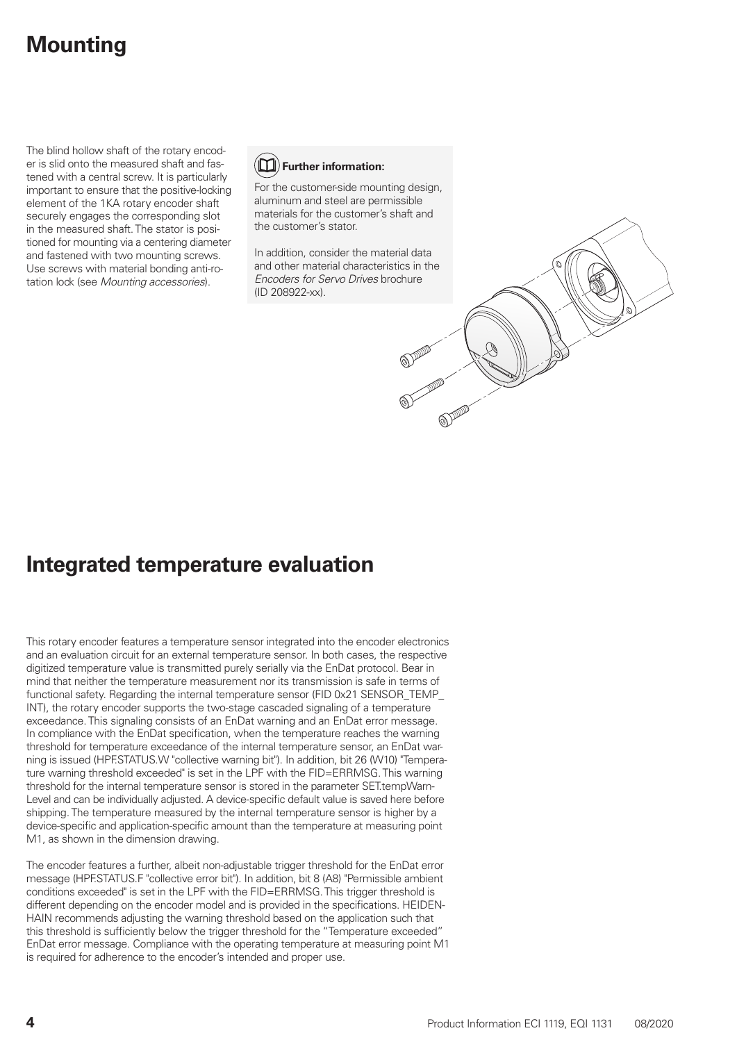# Mounting

The blind hollow shaft of the rotary encoder is slid onto the measured shaft and fastened with a central screw. It is particularly important to ensure that the positive-locking element of the 1KA rotary encoder shaft securely engages the corresponding slot in the measured shaft. The stator is positioned for mounting via a centering diameter and fastened with two mounting screws. Use screws with material bonding anti-rotation lock (see *Mounting accessories*).

**Further information:**

For the customer-side mounting design, aluminum and steel are permissible materials for the customer's shaft and the customer's stator.

In addition, consider the material data and other material characteristics in the *Encoders for Servo Drives* brochure (ID 208922-xx).

# Integrated temperature evaluation

This rotary encoder features a temperature sensor integrated into the encoder electronics and an evaluation circuit for an external temperature sensor. In both cases, the respective digitized temperature value is transmitted purely serially via the EnDat protocol. Bear in mind that neither the temperature measurement nor its transmission is safe in terms of functional safety. Regarding the internal temperature sensor (FID 0x21 SENSOR_TEMP_INT), the rotary encoder supports the two-stage cascaded signaling of a temperature exceedance. This signaling consists of an EnDat warning and an EnDat error message. In compliance with the EnDat specification, when the temperature reaches the warning threshold for temperature exceedance of the internal temperature sensor, an EnDat warning is issued (HPF.STATUS.W "collective warning bit"). In addition, bit 26 (W10) "Temperature warning threshold exceeded" is set in the LPF with the FID=ERRMSG. This warning threshold for the internal temperature sensor is stored in the parameter SET.tempWarnLevel and can be individually adjusted. A device-specific default value is saved here before shipping. The temperature measured by the internal temperature sensor is higher by a device-specific and application-specific amount than the temperature at measuring point M1, as shown in the dimension drawing.

The encoder features a further, albeit non-adjustable trigger threshold for the EnDat error message (HPF.STATUS.F "collective error bit"). In addition, bit 8 (A8) "Permissible ambient conditions exceeded" is set in the LPF with the FID=ERRMSG. This trigger threshold is different depending on the encoder model and is provided in the specifications. HEIDENHAIN recommends adjusting the warning threshold based on the application such that this threshold is sufficiently below the trigger threshold for the "Temperature exceeded" EnDat error message. Compliance with the operating temperature at measuring point M1 is required for adherence to the encoder's intended and proper use.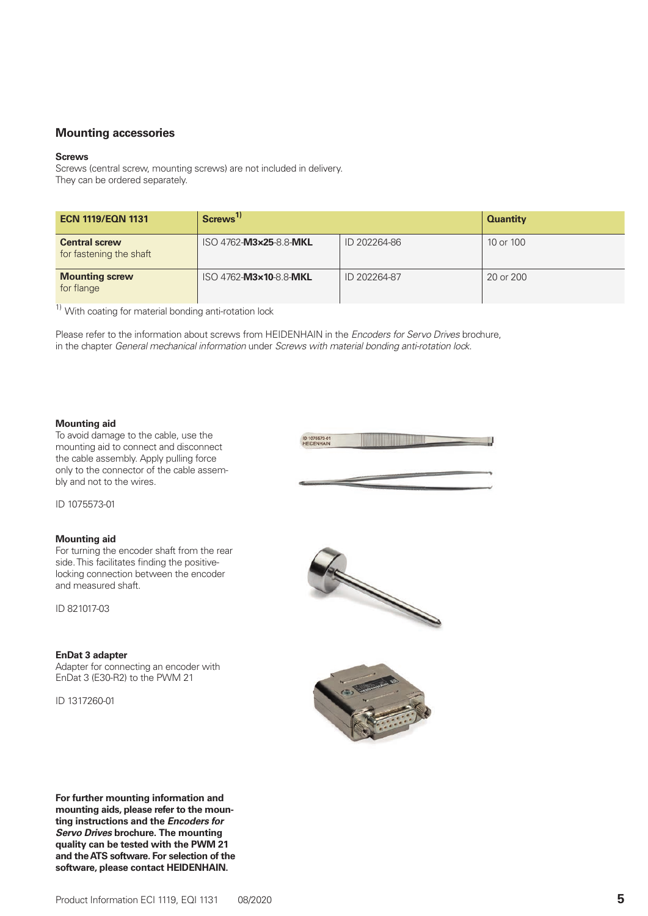## Mounting accessories

**Screws**

Screws (central screw, mounting screws) are not included in delivery.
They can be ordered separately.

| ECN 1119/EQN 1131 | Screws[1] | | Quantity |
|---|---|---|---|
| **Central screw** for fastening the shaft | ISO 4762-**M3×25**-8.8-**MKL** | ID 202264-86 | 10 or 100 |
| **Mounting screw** for flange | ISO 4762-**M3×10**-8.8-**MKL** | ID 202264-87 | 20 or 200 |

[1] With coating for material bonding anti-rotation lock

Please refer to the information about screws from HEIDENHAIN in the *Encoders for Servo Drives* brochure, in the chapter *General mechanical information* under *Screws with material bonding anti-rotation lock*.

**Mounting aid**

To avoid damage to the cable, use the mounting aid to connect and disconnect the cable assembly. Apply pulling force only to the connector of the cable assembly and not to the wires.

ID 1075573-01

**Mounting aid**

For turning the encoder shaft from the rear side. This facilitates finding the positive-locking connection between the encoder and measured shaft.

ID 821017-03

**EnDat 3 adapter**

Adapter for connecting an encoder with EnDat 3 (E30-R2) to the PWM 21

ID 1317260-01

**For further mounting information and mounting aids, please refer to the mounting instructions and the *Encoders for Servo Drives* brochure. The mounting quality can be tested with the PWM 21 and the ATS software. For selection of the software, please contact HEIDENHAIN.**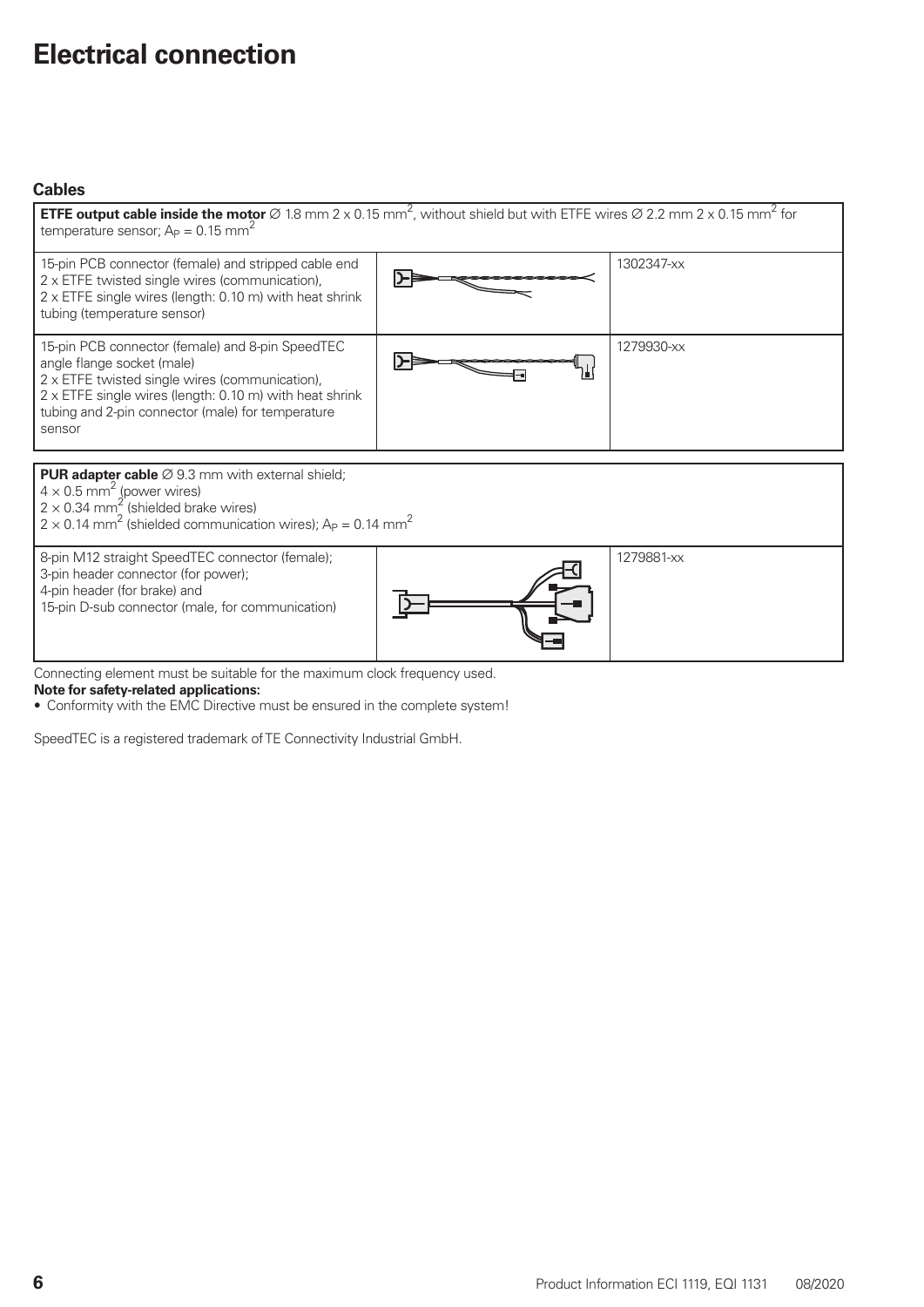# Electrical connection

### Cables

| **ETFE output cable inside the motor** ∅ 1.8 mm 2 x 0.15 $mm^2$, without shield but with ETFE wires ∅ 2.2 mm 2 x 0.15 $mm^2$ for temperature sensor; $A_P$ = 0.15 $mm^2$ | | |
|---|---|---|
| 15-pin PCB connector (female) and stripped cable end<br>2 x ETFE twisted single wires (communication),<br>2 x ETFE single wires (length: 0.10 m) with heat shrink tubing (temperature sensor) | | 1302347-xx |
| 15-pin PCB connector (female) and 8-pin SpeedTEC angle flange socket (male)<br>2 x ETFE twisted single wires (communication),<br>2 x ETFE single wires (length: 0.10 m) with heat shrink tubing and 2-pin connector (male) for temperature sensor | | 1279930-xx |

| **PUR adapter cable** ∅ 9.3 mm with external shield;<br>4 × 0.5 $mm^2$ (power wires)<br>2 × 0.34 $mm^2$ (shielded brake wires)<br>2 × 0.14 $mm^2$ (shielded communication wires); $A_P$ = 0.14 $mm^2$ | | |
|---|---|---|
| 8-pin M12 straight SpeedTEC connector (female);<br>3-pin header connector (for power);<br>4-pin header (for brake) and<br>15-pin D-sub connector (male, for communication) | | 1279881-xx |

Connecting element must be suitable for the maximum clock frequency used.

**Note for safety-related applications:**

- Conformity with the EMC Directive must be ensured in the complete system!

SpeedTEC is a registered trademark of TE Connectivity Industrial GmbH.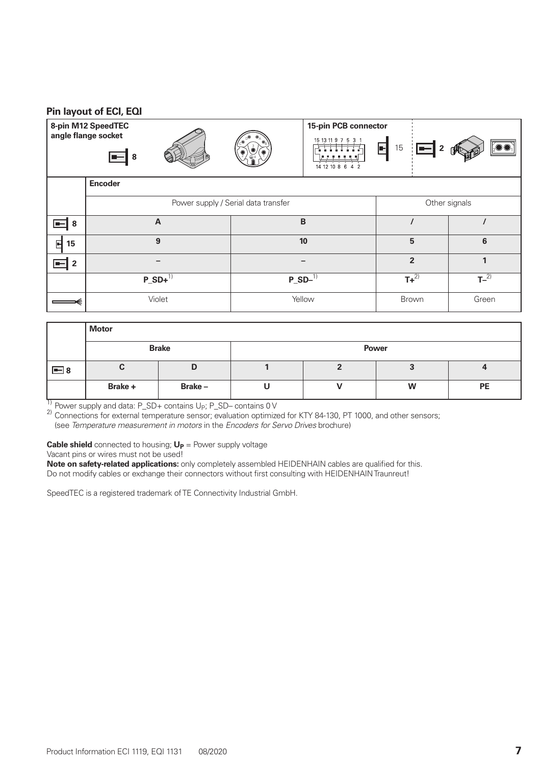## Pin layout of ECI, EQI

| 8-pin M12 SpeedTEC angle flange socket 8 | | 15-pin PCB connector 15 | 2 |
|---|---|---|---|

| | Encoder | | | |
|---|---|---|---|---|
| | Power supply / Serial data transfer | | Other signals | |
| 8 | **A** | **B** | **/** | **/** |
| 15 | **9** | **10** | **5** | **6** |
| 2 | **–** | **–** | **2** | **1** |
| | **P_SD+**[1] | **P_SD–**[1] | **T+**[2] | **T–**[2] |
| | Violet | Yellow | Brown | Green |

| | Motor | | | | | |
|---|---|---|---|---|---|---|
| | **Brake** | | **Power** | | | |
| 8 | **C** | **D** | **1** | **2** | **3** | **4** |
| | **Brake +** | **Brake –** | **U** | **V** | **W** | **PE** |

[1] Power supply and data: P_SD+ contains $U_P$; P_SD– contains 0 V
[2] Connections for external temperature sensor; evaluation optimized for KTY 84-130, PT 1000, and other sensors; (see *Temperature measurement in motors* in the *Encoders for Servo Drives* brochure)

**Cable shield** connected to housing; $\mathbf{U_P}$ = Power supply voltage
Vacant pins or wires must not be used!
**Note on safety-related applications:** only completely assembled HEIDENHAIN cables are qualified for this.
Do not modify cables or exchange their connectors without first consulting with HEIDENHAIN Traunreut!

SpeedTEC is a registered trademark of TE Connectivity Industrial GmbH.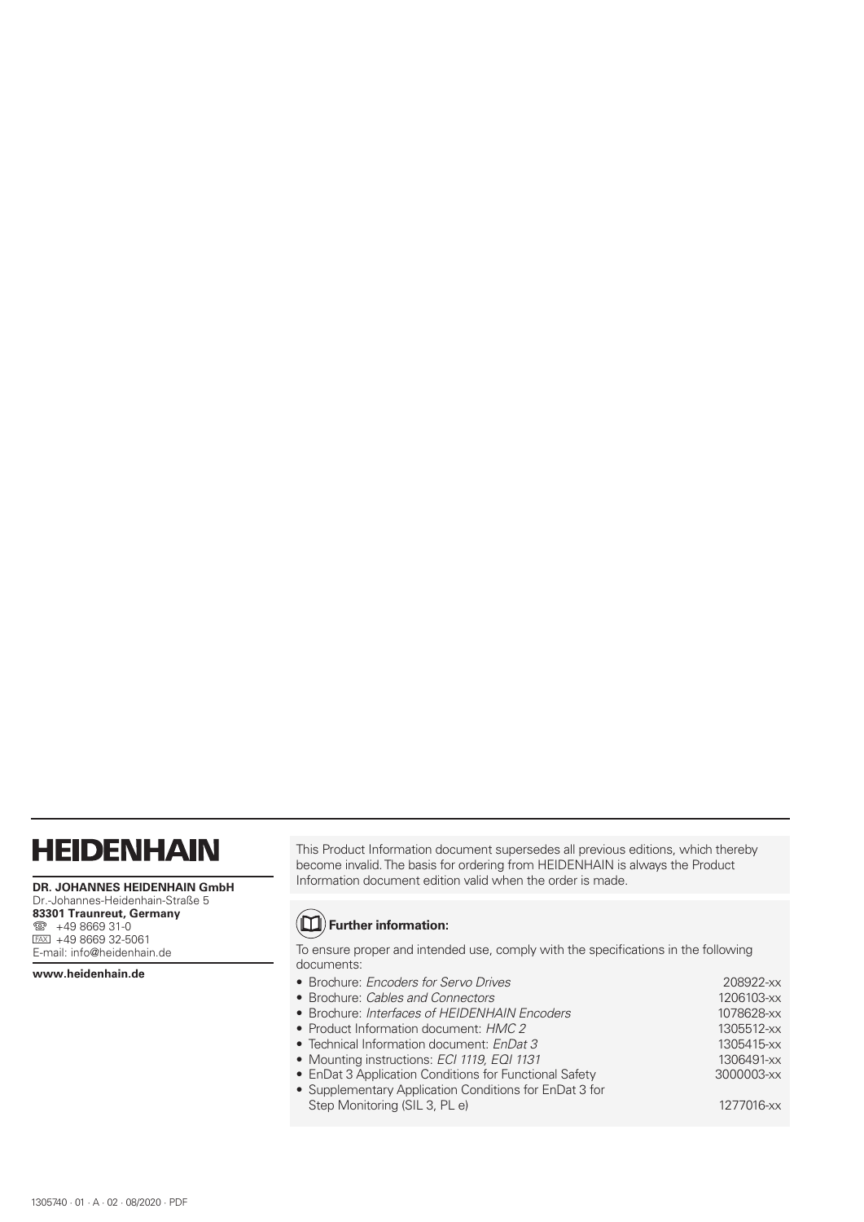**HEIDENHAIN**

**DR. JOHANNES HEIDENHAIN GmbH**
Dr.-Johannes-Heidenhain-Straße 5
**83301 Traunreut, Germany**
☎ +49 8669 31-0
FAX +49 8669 32-5061
E-mail: info@heidenhain.de

**www.heidenhain.de**

This Product Information document supersedes all previous editions, which thereby become invalid. The basis for ordering from HEIDENHAIN is always the Product Information document edition valid when the order is made.

**Further information:**

To ensure proper and intended use, comply with the specifications in the following documents:

| | |
|---|---|
| • Brochure: *Encoders for Servo Drives* | 208922-xx |
| • Brochure: *Cables and Connectors* | 1206103-xx |
| • Brochure: *Interfaces of HEIDENHAIN Encoders* | 1078628-xx |
| • Product Information document: *HMC 2* | 1305512-xx |
| • Technical Information document: *EnDat 3* | 1305415-xx |
| • Mounting instructions: *ECI 1119, EQI 1131* | 1306491-xx |
| • EnDat 3 Application Conditions for Functional Safety | 3000003-xx |
| • Supplementary Application Conditions for EnDat 3 for Step Monitoring (SIL 3, PL e) | 1277016-xx |

1305740 · 01 · A · 02 · 08/2020 · PDF